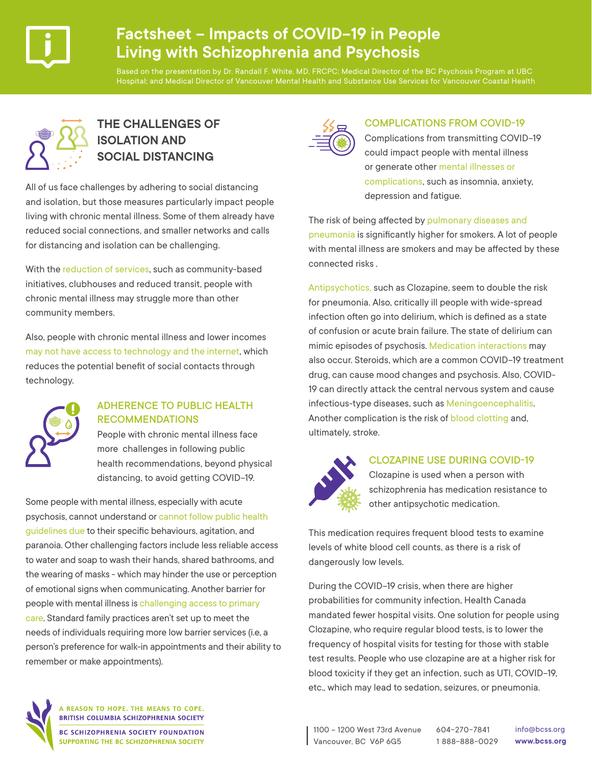# Factsheet – Impacts of COVID-19 in People Living with Schizophrenia and Psychosis

Based on the presentation by Dr. Randall F. White, MD, FRCPC; Medical Director of the BC Psychosis Program at UBC Hospital; and Medical Director of Vancouver Mental Health and Substance Use Services for Vancouver Coastal Health

## THE CHALLENGES OF ISOLATION AND SOCIAL DISTANCING

All of us face challenges by adhering to social distancing and isolation, but those measures particularly impact people living with chronic mental illness. Some of them already have reduced social connections, and smaller networks and calls for distancing and isolation can be challenging.

With the reduction of services, such as community-based initiatives, clubhouses and reduced transit, people with chronic mental illness may struggle more than other community members.

Also, people with chronic mental illness and lower incomes may not have access to technology and the internet, which reduces the potential benefit of social contacts through technology.

### ADHERENCE TO PUBLIC HEALTH RECOMMENDATIONS

People with chronic mental illness face more challenges in following public health recommendations, beyond physical distancing, to avoid getting COVID-19.

Some people with mental illness, especially with acute psychosis, cannot understand or cannot follow public health guidelines due to their specific behaviours, agitation, and paranoia. Other challenging factors include less reliable access to water and soap to wash their hands, shared bathrooms, and the wearing of masks - which may hinder the use or perception of emotional signs when communicating. Another barrier for people with mental illness is challenging access to primary care. Standard family practices aren't set up to meet the needs of individuals requiring more low barrier services (i.e, a person's preference for walk-in appointments and their ability to remember or make appointments).

### COMPLICATIONS FROM COVID-19

Complications from transmitting COVID-19 could impact people with mental illness or generate other mental illnesses or complications, such as insomnia, anxiety, depression and fatigue.

The risk of being affected by pulmonary diseases and pneumonia is significantly higher for smokers. A lot of people with mental illness are smokers and may be affected by these connected risks .

Antipsychotics, such as Clozapine, seem to double the risk for pneumonia. Also, critically ill people with wide-spread infection often go into delirium, which is defined as a state of confusion or acute brain failure. The state of delirium can mimic episodes of psychosis. Medication interactions may also occur. Steroids, which are a common COVID-19 treatment drug, can cause mood changes and psychosis. Also, COVID-19 can directly attack the central nervous system and cause infectious-type diseases, such as Meningoencephalitis. Another complication is the risk of blood clotting and, ultimately, stroke.

### CLOZAPINE USE DURING COVID-19

Clozapine is used when a person with schizophrenia has medication resistance to other antipsychotic medication.

This medication requires frequent blood tests to examine levels of white blood cell counts, as there is a risk of dangerously low levels.

During the COVID-19 crisis, when there are higher probabilities for community infection, Health Canada mandated fewer hospital visits. One solution for people using Clozapine, who require regular blood tests, is to lower the frequency of hospital visits for testing for those with stable test results. People who use clozapine are at a higher risk for blood toxicity if they get an infection, such as UTI, COVID-19, etc., which may lead to sedation, seizures, or pneumonia.

A REASON TO HOPE. THE MEANS TO COPE.
BRITISH COLUMBIA SCHIZOPHRENIA SOCIETY
BC SCHIZOPHRENIA SOCIETY FOUNDATION
SUPPORTING THE BC SCHIZOPHRENIA SOCIETY

1100 – 1200 West 73rd Avenue
Vancouver, BC V6P 6G5

604-270-7841
1 888-888-0029

info@bcss.org
www.bcss.org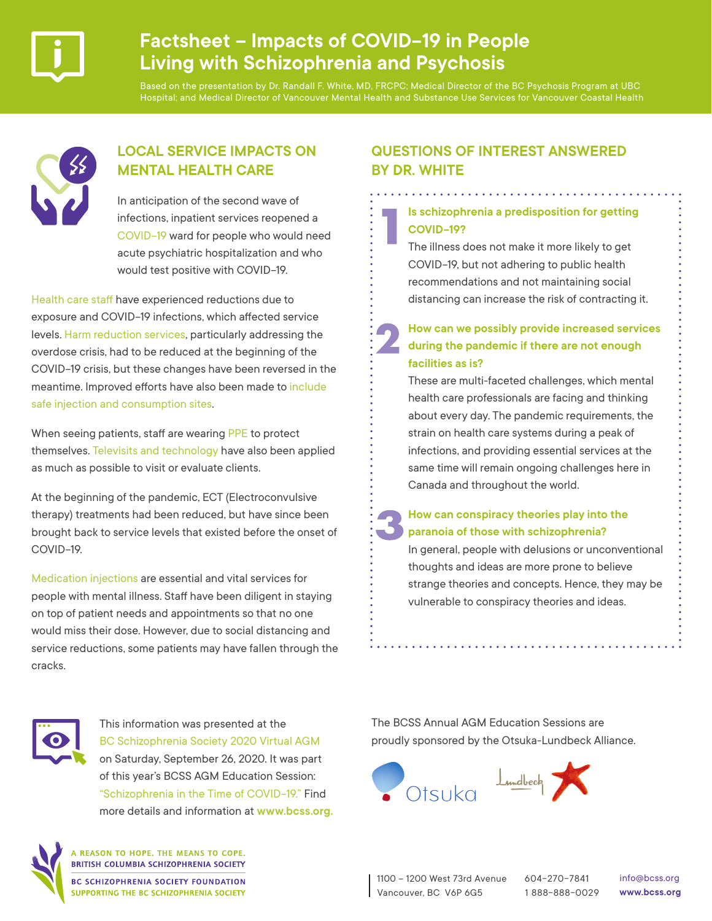# Factsheet – Impacts of COVID-19 in People Living with Schizophrenia and Psychosis

Based on the presentation by Dr. Randall F. White, MD, FRCPC; Medical Director of the BC Psychosis Program at UBC Hospital; and Medical Director of Vancouver Mental Health and Substance Use Services for Vancouver Coastal Health

## LOCAL SERVICE IMPACTS ON MENTAL HEALTH CARE

In anticipation of the second wave of infections, inpatient services reopened a COVID-19 ward for people who would need acute psychiatric hospitalization and who would test positive with COVID-19.

Health care staff have experienced reductions due to exposure and COVID-19 infections, which affected service levels. Harm reduction services, particularly addressing the overdose crisis, had to be reduced at the beginning of the COVID-19 crisis, but these changes have been reversed in the meantime. Improved efforts have also been made to include safe injection and consumption sites.

When seeing patients, staff are wearing PPE to protect themselves. Televisits and technology have also been applied as much as possible to visit or evaluate clients.

At the beginning of the pandemic, ECT (Electroconvulsive therapy) treatments had been reduced, but have since been brought back to service levels that existed before the onset of COVID-19.

Medication injections are essential and vital services for people with mental illness. Staff have been diligent in staying on top of patient needs and appointments so that no one would miss their dose. However, due to social distancing and service reductions, some patients may have fallen through the cracks.

## QUESTIONS OF INTEREST ANSWERED BY DR. WHITE

**1 Is schizophrenia a predisposition for getting COVID-19?**

The illness does not make it more likely to get COVID-19, but not adhering to public health recommendations and not maintaining social distancing can increase the risk of contracting it.

**2 How can we possibly provide increased services during the pandemic if there are not enough facilities as is?**

These are multi-faceted challenges, which mental health care professionals are facing and thinking about every day. The pandemic requirements, the strain on health care systems during a peak of infections, and providing essential services at the same time will remain ongoing challenges here in Canada and throughout the world.

**3 How can conspiracy theories play into the paranoia of those with schizophrenia?**

In general, people with delusions or unconventional thoughts and ideas are more prone to believe strange theories and concepts. Hence, they may be vulnerable to conspiracy theories and ideas.

This information was presented at the BC Schizophrenia Society 2020 Virtual AGM on Saturday, September 26, 2020. It was part of this year's BCSS AGM Education Session: "Schizophrenia in the Time of COVID-19." Find more details and information at **www.bcss.org.**

The BCSS Annual AGM Education Sessions are proudly sponsored by the Otsuka-Lundbeck Alliance.

Otsuka

Lundbeck

A REASON TO HOPE. THE MEANS TO COPE.
BRITISH COLUMBIA SCHIZOPHRENIA SOCIETY

BC SCHIZOPHRENIA SOCIETY FOUNDATION
SUPPORTING THE BC SCHIZOPHRENIA SOCIETY

1100 – 1200 West 73rd Avenue
Vancouver, BC V6P 6G5

604-270-7841
1 888-888-0029

info@bcss.org
**www.bcss.org**